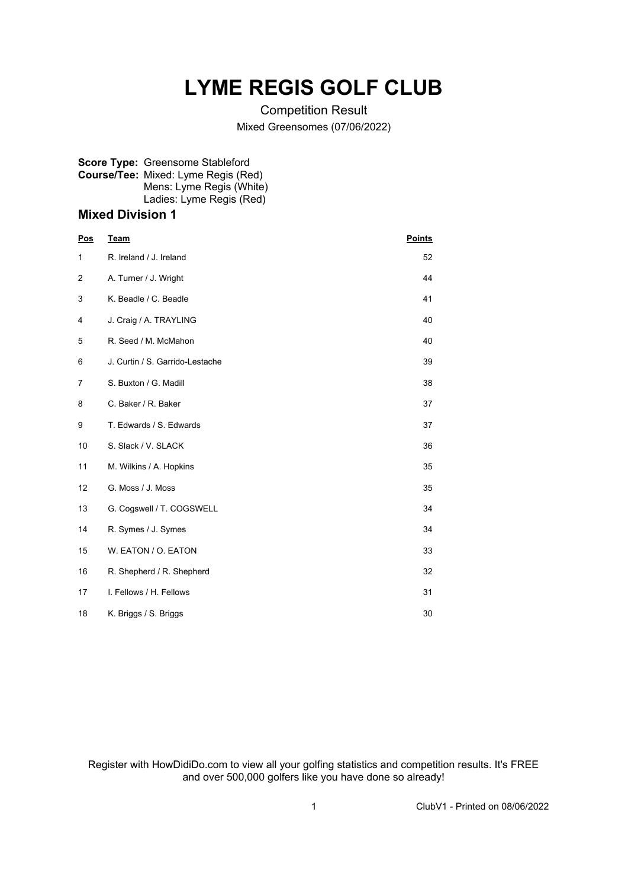# LYME REGIS GOLF CLUB

Competition Result

Mixed Greensomes (07/06/2022)

**Score Type:** Greensome Stableford
**Course/Tee:** Mixed: Lyme Regis (Red)
Mens: Lyme Regis (White)
Ladies: Lyme Regis (Red)

## Mixed Division 1

| Pos | Team | Points |
|---|---|---|
| 1 | R. Ireland / J. Ireland | 52 |
| 2 | A. Turner / J. Wright | 44 |
| 3 | K. Beadle / C. Beadle | 41 |
| 4 | J. Craig / A. TRAYLING | 40 |
| 5 | R. Seed / M. McMahon | 40 |
| 6 | J. Curtin / S. Garrido-Lestache | 39 |
| 7 | S. Buxton / G. Madill | 38 |
| 8 | C. Baker / R. Baker | 37 |
| 9 | T. Edwards / S. Edwards | 37 |
| 10 | S. Slack / V. SLACK | 36 |
| 11 | M. Wilkins / A. Hopkins | 35 |
| 12 | G. Moss / J. Moss | 35 |
| 13 | G. Cogswell / T. COGSWELL | 34 |
| 14 | R. Symes / J. Symes | 34 |
| 15 | W. EATON / O. EATON | 33 |
| 16 | R. Shepherd / R. Shepherd | 32 |
| 17 | I. Fellows / H. Fellows | 31 |
| 18 | K. Briggs / S. Briggs | 30 |

Register with HowDidiDo.com to view all your golfing statistics and competition results. It's FREE and over 500,000 golfers like you have done so already!

ClubV1 - Printed on 08/06/2022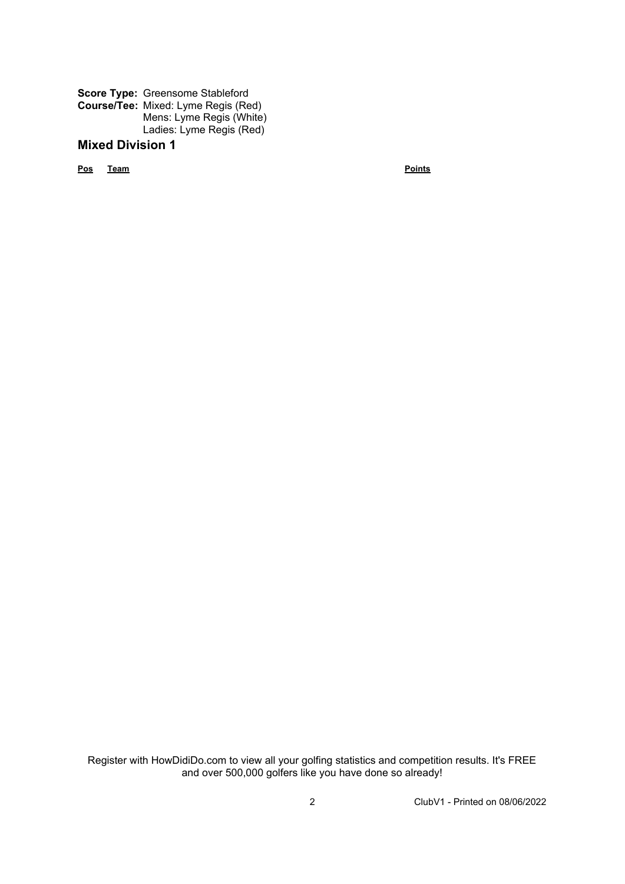**Score Type:** Greensome Stableford
**Course/Tee:** Mixed: Lyme Regis (Red)
Mens: Lyme Regis (White)
Ladies: Lyme Regis (Red)

## Mixed Division 1

| Pos | Team | Points |
|---|---|---|

Register with HowDidiDo.com to view all your golfing statistics and competition results. It's FREE and over 500,000 golfers like you have done so already!

ClubV1 - Printed on 08/06/2022